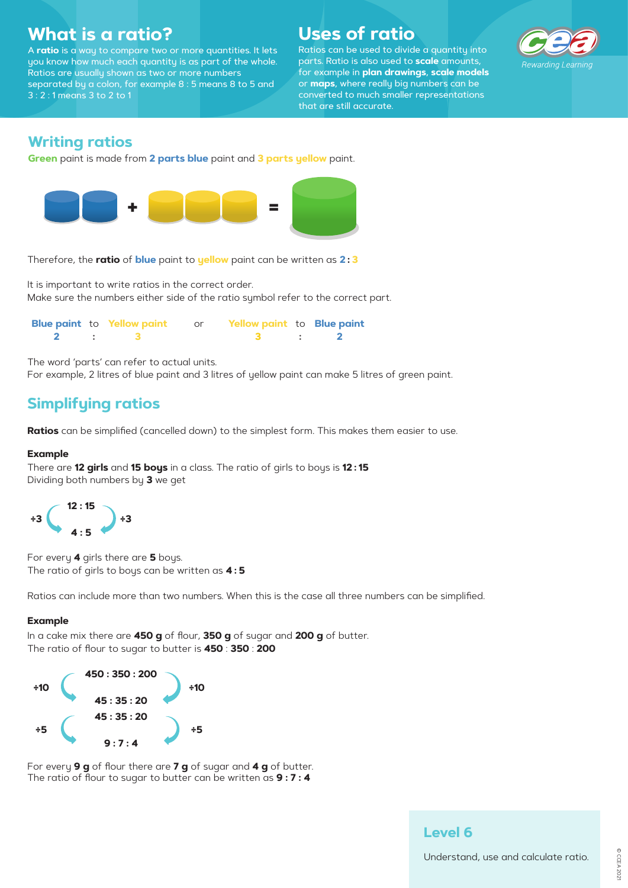# What is a ratio?

A **ratio** is a way to compare two or more quantities. It lets you know how much each quantity is as part of the whole. Ratios are usually shown as two or more numbers separated by a colon, for example 8 : 5 means 8 to 5 and 3 : 2 : 1 means 3 to 2 to 1

# Uses of ratio

Ratios can be used to divide a quantity into parts. Ratio is also used to **scale** amounts, for example in **plan drawings**, **scale models** or **maps**, where really big numbers can be converted to much smaller representations that are still accurate.

## Writing ratios

**Green** paint is made from **2 parts blue** paint and **3 parts yellow** paint.

Therefore, the **ratio** of **blue** paint to **yellow** paint can be written as **2 : 3**

It is important to write ratios in the correct order.
Make sure the numbers either side of the ratio symbol refer to the correct part.

| Blue paint | to | Yellow paint | or | Yellow paint | to | Blue paint |
|---|---|---|---|---|---|---|
| 2 | : | 3 | | 3 | : | 2 |

The word 'parts' can refer to actual units.
For example, 2 litres of blue paint and 3 litres of yellow paint can make 5 litres of green paint.

## Simplifying ratios

**Ratios** can be simplified (cancelled down) to the simplest form. This makes them easier to use.

**Example**

There are **12 girls** and **15 boys** in a class. The ratio of girls to boys is **12 : 15**
Dividing both numbers by **3** we get

$$12 : 15 \xrightarrow{\div 3} 4 : 5$$

For every **4** girls there are **5** boys.
The ratio of girls to boys can be written as **4 : 5**

Ratios can include more than two numbers. When this is the case all three numbers can be simplified.

**Example**

In a cake mix there are **450 g** of flour, **350 g** of sugar and **200 g** of butter.
The ratio of flour to sugar to butter is **450 : 350 : 200**

$$450 : 350 : 200 \xrightarrow{\div 10} 45 : 35 : 20$$

$$45 : 35 : 20 \xrightarrow{\div 5} 9 : 7 : 4$$

For every **9 g** of flour there are **7 g** of sugar and **4 g** of butter.
The ratio of flour to sugar to butter can be written as **9 : 7 : 4**

## Level 6

Understand, use and calculate ratio.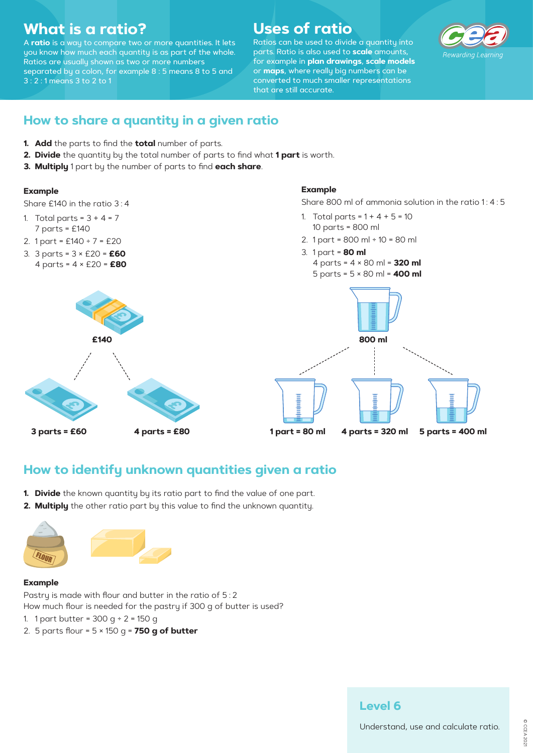## What is a ratio?

A **ratio** is a way to compare two or more quantities. It lets you know how much each quantity is as part of the whole. Ratios are usually shown as two or more numbers separated by a colon, for example 8 : 5 means 8 to 5 and 3 : 2 : 1 means 3 to 2 to 1

## Uses of ratio

Ratios can be used to divide a quantity into parts. Ratio is also used to **scale** amounts, for example in **plan drawings**, **scale models** or **maps**, where really big numbers can be converted to much smaller representations that are still accurate.

Rewarding Learning

## How to share a quantity in a given ratio

1. **Add** the parts to find the **total** number of parts.
2. **Divide** the quantity by the total number of parts to find what **1 part** is worth.
3. **Multiply** 1 part by the number of parts to find **each share**.

**Example**

Share £140 in the ratio 3 : 4

1. Total parts = 3 + 4 = 7
   7 parts = £140
2. 1 part = £140 ÷ 7 = £20
3. 3 parts = 3 × £20 = **£60**
   4 parts = 4 × £20 = **£80**

**£140**

**3 parts = £60**

**4 parts = £80**

**Example**

Share 800 ml of ammonia solution in the ratio 1 : 4 : 5

1. Total parts = 1 + 4 + 5 = 10
   10 parts = 800 ml
2. 1 part = 800 ml ÷ 10 = 80 ml
3. 1 part = **80 ml**
   4 parts = 4 × 80 ml = **320 ml**
   5 parts = 5 × 80 ml = **400 ml**

**800 ml**

**1 part = 80 ml**

**4 parts = 320 ml**

**5 parts = 400 ml**

## How to identify unknown quantities given a ratio

1. **Divide** the known quantity by its ratio part to find the value of one part.
2. **Multiply** the other ratio part by this value to find the unknown quantity.

FLOUR

**Example**

Pastry is made with flour and butter in the ratio of 5 : 2

How much flour is needed for the pastry if 300 g of butter is used?

1. 1 part butter = 300 g ÷ 2 = 150 g
2. 5 parts flour = 5 × 150 g = **750 g of butter**

## Level 6

Understand, use and calculate ratio.